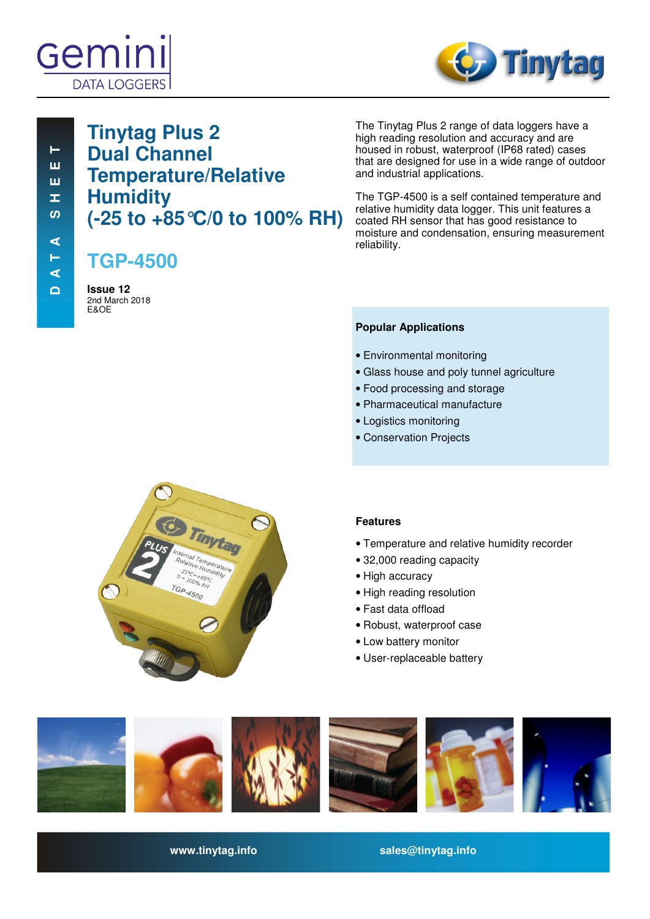DATA SHEET

# Tinytag Plus 2 Dual Channel Temperature/Relative Humidity (-25 to +85 °C/0 to 100% RH)

## TGP-4500

**Issue 12**
2nd March 2018
E&OE

The Tinytag Plus 2 range of data loggers have a high reading resolution and accuracy and are housed in robust, waterproof (IP68 rated) cases that are designed for use in a wide range of outdoor and industrial applications.

The TGP-4500 is a self contained temperature and relative humidity data logger. This unit features a coated RH sensor that has good resistance to moisture and condensation, ensuring measurement reliability.

**Popular Applications**

- Environmental monitoring
- Glass house and poly tunnel agriculture
- Food processing and storage
- Pharmaceutical manufacture
- Logistics monitoring
- Conservation Projects

**Features**

- Temperature and relative humidity recorder
- 32,000 reading capacity
- High accuracy
- High reading resolution
- Fast data offload
- Robust, waterproof case
- Low battery monitor
- User-replaceable battery

www.tinytag.info sales@tinytag.info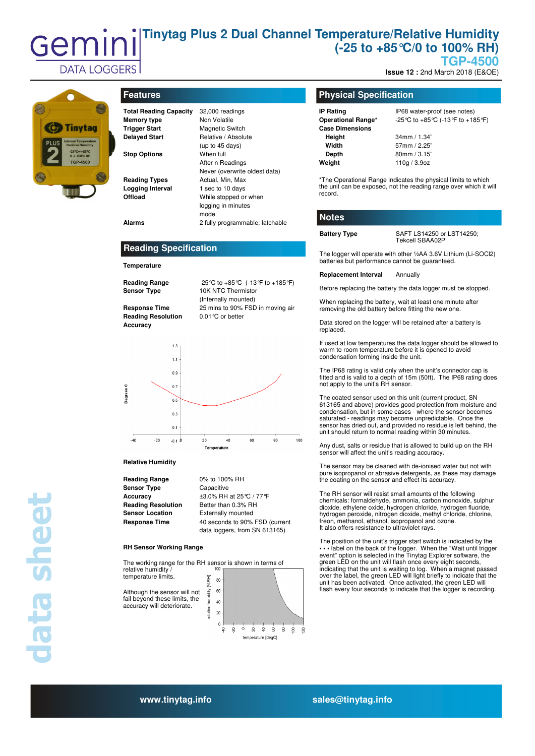# Tinytag Plus 2 Dual Channel Temperature/Relative Humidity (-25 to +85°C/0 to 100% RH)

## TGP-4500

**Issue 12 :** 2nd March 2018 (E&OE)

## Features

| | |
|---|---|
| **Total Reading Capacity** | 32,000 readings |
| **Memory type** | Non Volatile |
| **Trigger Start** | Magnetic Switch |
| **Delayed Start** | Relative / Absolute (up to 45 days) |
| **Stop Options** | When full<br>After n Readings<br>Never (overwrite oldest data) |
| **Reading Types** | Actual, Min, Max |
| **Logging Interval** | 1 sec to 10 days |
| **Offload** | While stopped or when logging in minutes mode |
| **Alarms** | 2 fully programmable; latchable |

## Reading Specification

**Temperature**

| | |
|---|---|
| **Reading Range** | -25°C to +85°C (-13°F to +185°F) |
| **Sensor Type** | 10K NTC Thermistor (Internally mounted) |
| **Response Time** | 25 mins to 90% FSD in moving air |
| **Reading Resolution** | 0.01°C or better |
| **Accuracy** | |

**Relative Humidity**

| | |
|---|---|
| **Reading Range** | 0% to 100% RH |
| **Sensor Type** | Capacitive |
| **Accuracy** | ±3.0% RH at 25°C / 77°F |
| **Reading Resolution** | Better than 0.3% RH |
| **Sensor Location** | Externally mounted |
| **Response Time** | 40 seconds to 90% FSD (current data loggers, from SN 613165) |

**RH Sensor Working Range**

The working range for the RH sensor is shown in terms of relative humidity / temperature limits.

Although the sensor will not fail beyond these limits, the accuracy will deteriorate.

## Physical Specification

| | |
|---|---|
| **IP Rating** | IP68 water-proof (see notes) |
| **Operational Range*** | -25°C to +85°C (-13°F to +185°F) |
| **Case Dimensions** | |
| **Height** | 34mm / 1.34" |
| **Width** | 57mm / 2.25" |
| **Depth** | 80mm / 3.15" |
| **Weight** | 110g / 3.9oz |

*The Operational Range indicates the physical limits to which the unit can be exposed, not the reading range over which it will record.

## Notes

| | |
|---|---|
| **Battery Type** | SAFT LS14250 or LST14250; Tekcell SBAA02P |

The logger will operate with other ½AA 3.6V Lithium (Li-SOCl2) batteries but performance cannot be guaranteed.

| | |
|---|---|
| **Replacement Interval** | Annually |

Before replacing the battery the data logger must be stopped.

When replacing the battery, wait at least one minute after removing the old battery before fitting the new one.

Data stored on the logger will be retained after a battery is replaced.

If used at low temperatures the data logger should be allowed to warm to room temperature before it is opened to avoid condensation forming inside the unit.

The IP68 rating is valid only when the unit's connector cap is fitted and is valid to a depth of 15m (50ft). The IP68 rating does not apply to the unit's RH sensor.

The coated sensor used on this unit (current product, SN 613165 and above) provides good protection from moisture and condensation, but in some cases - where the sensor becomes saturated - readings may become unpredictable. Once the sensor has dried out, and provided no residue is left behind, the unit should return to normal reading within 30 minutes.

Any dust, salts or residue that is allowed to build up on the RH sensor will affect the unit's reading accuracy.

The sensor may be cleaned with de-ionised water but not with pure isopropanol or abrasive detergents, as these may damage the coating on the sensor and effect its accuracy.

The RH sensor will resist small amounts of the following chemicals: formaldehyde, ammonia, carbon monoxide, sulphur dioxide, ethylene oxide, hydrogen chloride, hydrogen fluoride, hydrogen peroxide, nitrogen dioxide, methyl chloride, chlorine, freon, methanol, ethanol, isopropanol and ozone.
It also offers resistance to ultraviolet rays.

The position of the unit's trigger start switch is indicated by the • • • label on the back of the logger. When the "Wait until trigger event" option is selected in the Tinytag Explorer software, the green LED on the unit will flash once every eight seconds, indicating that the unit is waiting to log. When a magnet passed over the label, the green LED will light briefly to indicate that the unit has been activated. Once activated, the green LED will flash every four seconds to indicate that the logger is recording.

www.tinytag.info sales@tinytag.info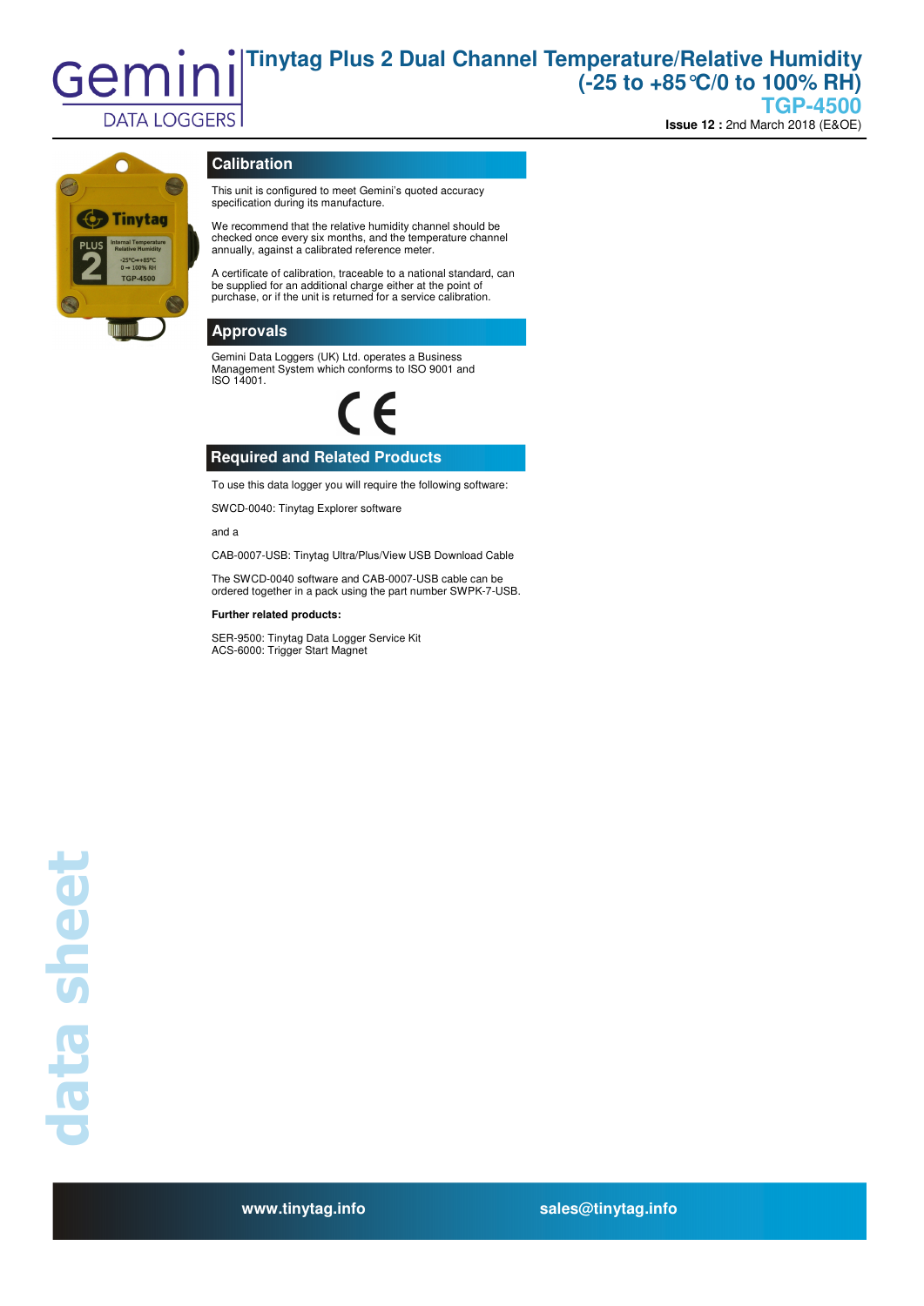## Calibration

This unit is configured to meet Gemini's quoted accuracy specification during its manufacture.

We recommend that the relative humidity channel should be checked once every six months, and the temperature channel annually, against a calibrated reference meter.

A certificate of calibration, traceable to a national standard, can be supplied for an additional charge either at the point of purchase, or if the unit is returned for a service calibration.

## Approvals

Gemini Data Loggers (UK) Ltd. operates a Business Management System which conforms to ISO 9001 and ISO 14001.

CE

## Required and Related Products

To use this data logger you will require the following software:

SWCD-0040: Tinytag Explorer software

and a

CAB-0007-USB: Tinytag Ultra/Plus/View USB Download Cable

The SWCD-0040 software and CAB-0007-USB cable can be ordered together in a pack using the part number SWPK-7-USB.

**Further related products:**

SER-9500: Tinytag Data Logger Service Kit
ACS-6000: Trigger Start Magnet